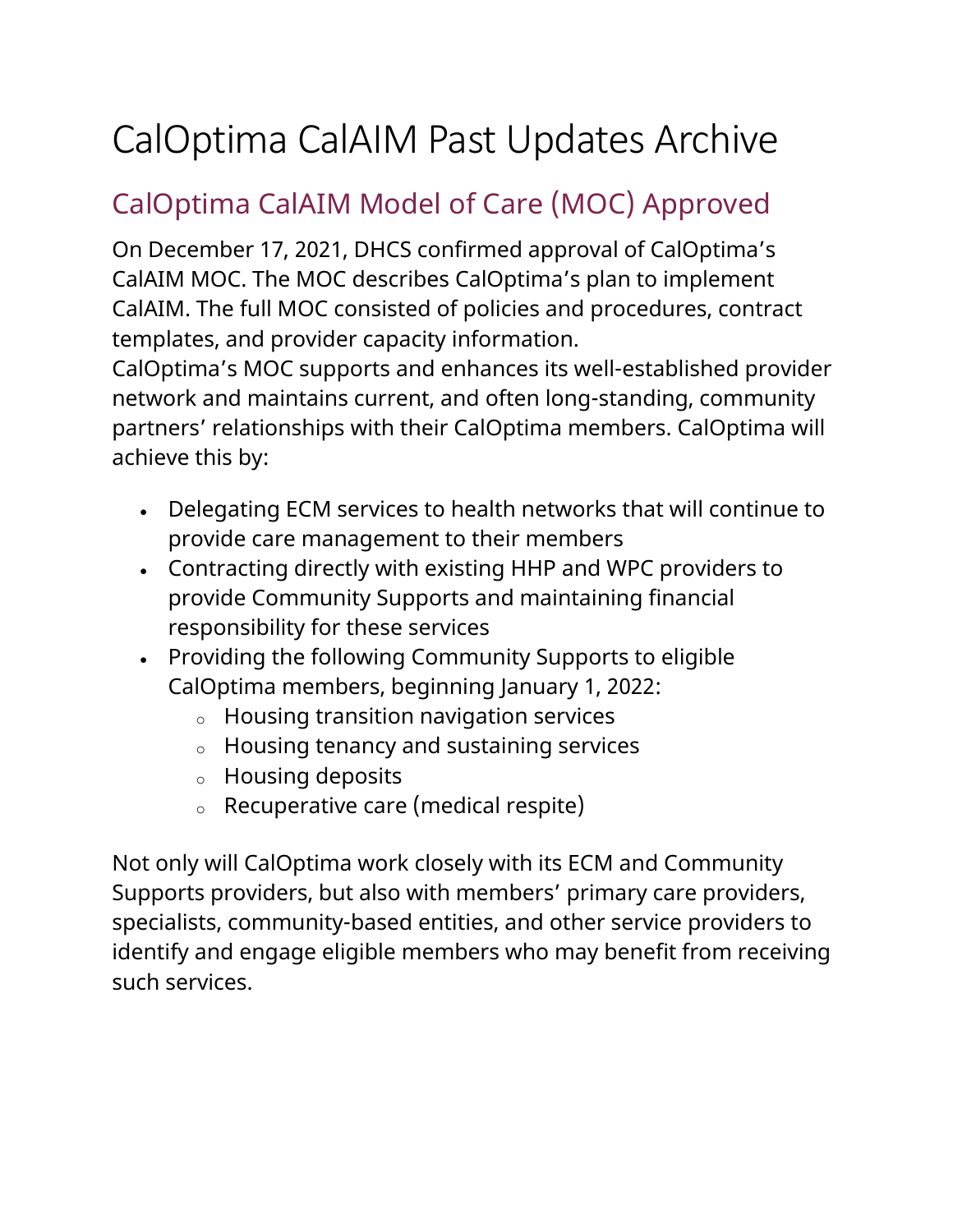# CalOptima CalAIM Past Updates Archive

## CalOptima CalAIM Model of Care (MOC) Approved

On December 17, 2021, DHCS confirmed approval of CalOptima's CalAIM MOC. The MOC describes CalOptima's plan to implement CalAIM. The full MOC consisted of policies and procedures, contract templates, and provider capacity information.
CalOptima's MOC supports and enhances its well-established provider network and maintains current, and often long-standing, community partners' relationships with their CalOptima members. CalOptima will achieve this by:

- Delegating ECM services to health networks that will continue to provide care management to their members
- Contracting directly with existing HHP and WPC providers to provide Community Supports and maintaining financial responsibility for these services
- Providing the following Community Supports to eligible CalOptima members, beginning January 1, 2022:
  - Housing transition navigation services
  - Housing tenancy and sustaining services
  - Housing deposits
  - Recuperative care (medical respite)

Not only will CalOptima work closely with its ECM and Community Supports providers, but also with members' primary care providers, specialists, community-based entities, and other service providers to identify and engage eligible members who may benefit from receiving such services.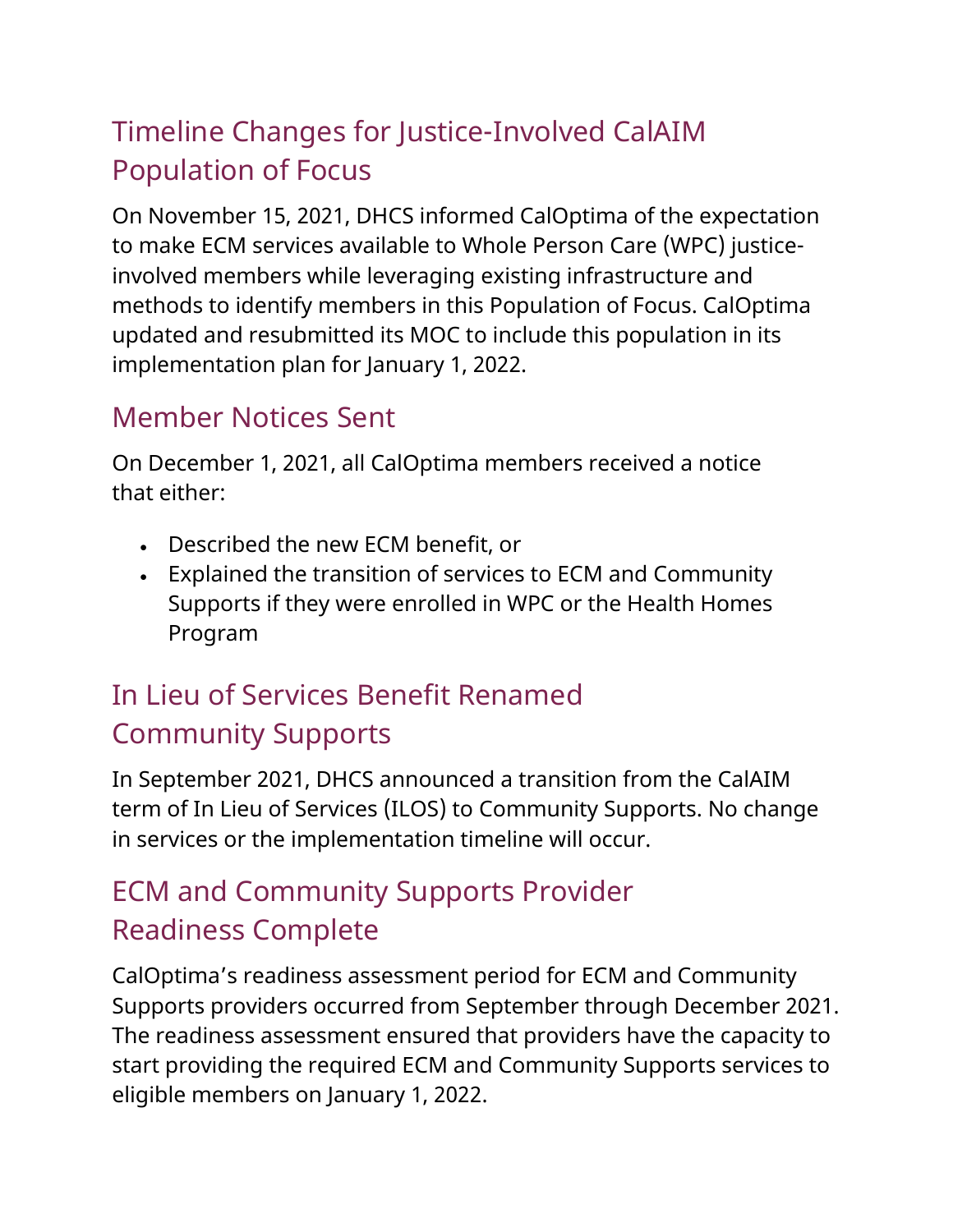## Timeline Changes for Justice-Involved CalAIM Population of Focus

On November 15, 2021, DHCS informed CalOptima of the expectation to make ECM services available to Whole Person Care (WPC) justice-involved members while leveraging existing infrastructure and methods to identify members in this Population of Focus. CalOptima updated and resubmitted its MOC to include this population in its implementation plan for January 1, 2022.

## Member Notices Sent

On December 1, 2021, all CalOptima members received a notice that either:

- Described the new ECM benefit, or
- Explained the transition of services to ECM and Community Supports if they were enrolled in WPC or the Health Homes Program

## In Lieu of Services Benefit Renamed Community Supports

In September 2021, DHCS announced a transition from the CalAIM term of In Lieu of Services (ILOS) to Community Supports. No change in services or the implementation timeline will occur.

## ECM and Community Supports Provider Readiness Complete

CalOptima's readiness assessment period for ECM and Community Supports providers occurred from September through December 2021. The readiness assessment ensured that providers have the capacity to start providing the required ECM and Community Supports services to eligible members on January 1, 2022.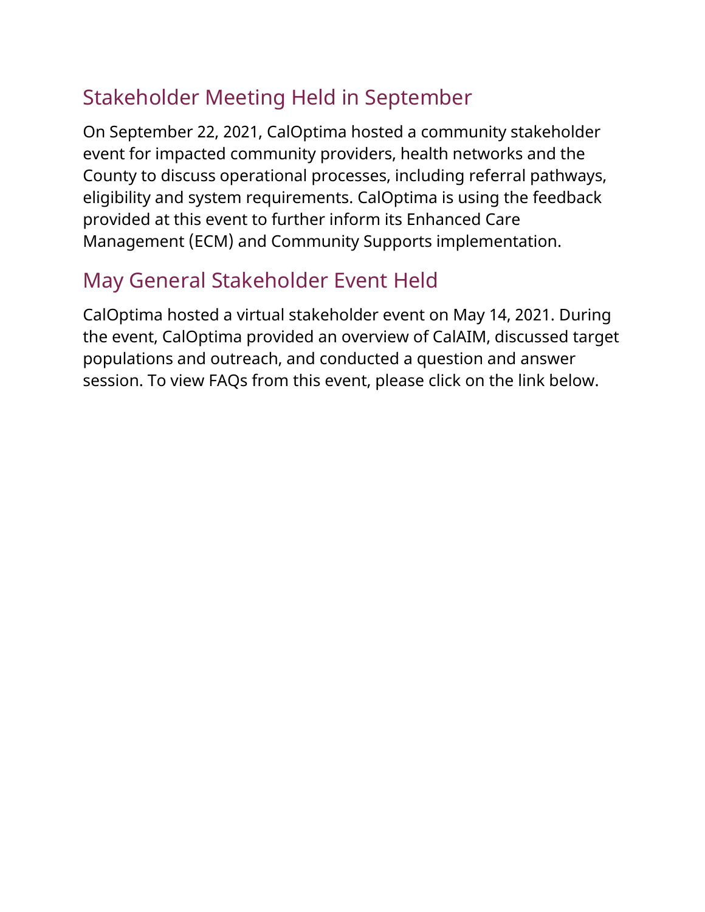## Stakeholder Meeting Held in September

On September 22, 2021, CalOptima hosted a community stakeholder event for impacted community providers, health networks and the County to discuss operational processes, including referral pathways, eligibility and system requirements. CalOptima is using the feedback provided at this event to further inform its Enhanced Care Management (ECM) and Community Supports implementation.

## May General Stakeholder Event Held

CalOptima hosted a virtual stakeholder event on May 14, 2021. During the event, CalOptima provided an overview of CalAIM, discussed target populations and outreach, and conducted a question and answer session. To view FAQs from this event, please click on the link below.